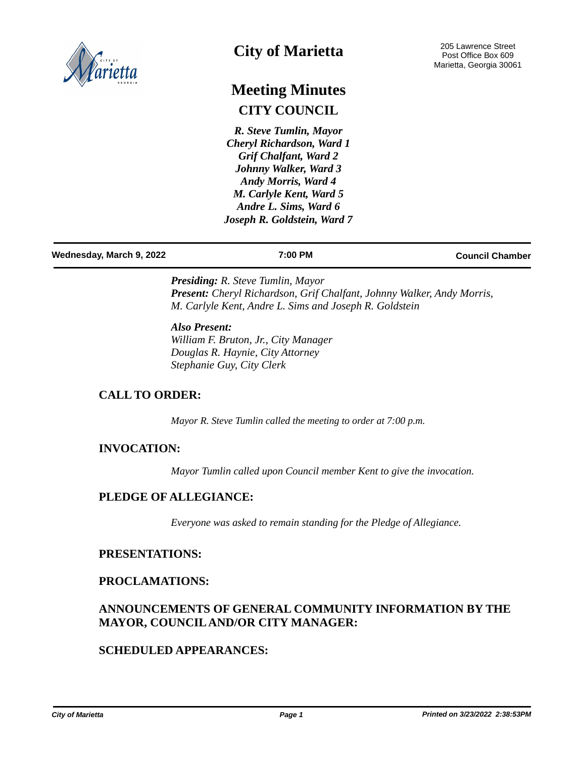# City of Marietta

205 Lawrence Street
Post Office Box 609
Marietta, Georgia 30061

# Meeting Minutes

## CITY COUNCIL

***R. Steve Tumlin, Mayor***
***Cheryl Richardson, Ward 1***
***Grif Chalfant, Ward 2***
***Johnny Walker, Ward 3***
***Andy Morris, Ward 4***
***M. Carlyle Kent, Ward 5***
***Andre L. Sims, Ward 6***
***Joseph R. Goldstein, Ward 7***

**Wednesday, March 9, 2022** | **7:00 PM** | **Council Chamber**

***Presiding:*** *R. Steve Tumlin, Mayor*
***Present:*** *Cheryl Richardson, Grif Chalfant, Johnny Walker, Andy Morris, M. Carlyle Kent, Andre L. Sims and Joseph R. Goldstein*

***Also Present:***
*William F. Bruton, Jr., City Manager*
*Douglas R. Haynie, City Attorney*
*Stephanie Guy, City Clerk*

## CALL TO ORDER:

*Mayor R. Steve Tumlin called the meeting to order at 7:00 p.m.*

## INVOCATION:

*Mayor Tumlin called upon Council member Kent to give the invocation.*

## PLEDGE OF ALLEGIANCE:

*Everyone was asked to remain standing for the Pledge of Allegiance.*

## PRESENTATIONS:

## PROCLAMATIONS:

## ANNOUNCEMENTS OF GENERAL COMMUNITY INFORMATION BY THE MAYOR, COUNCIL AND/OR CITY MANAGER:

## SCHEDULED APPEARANCES: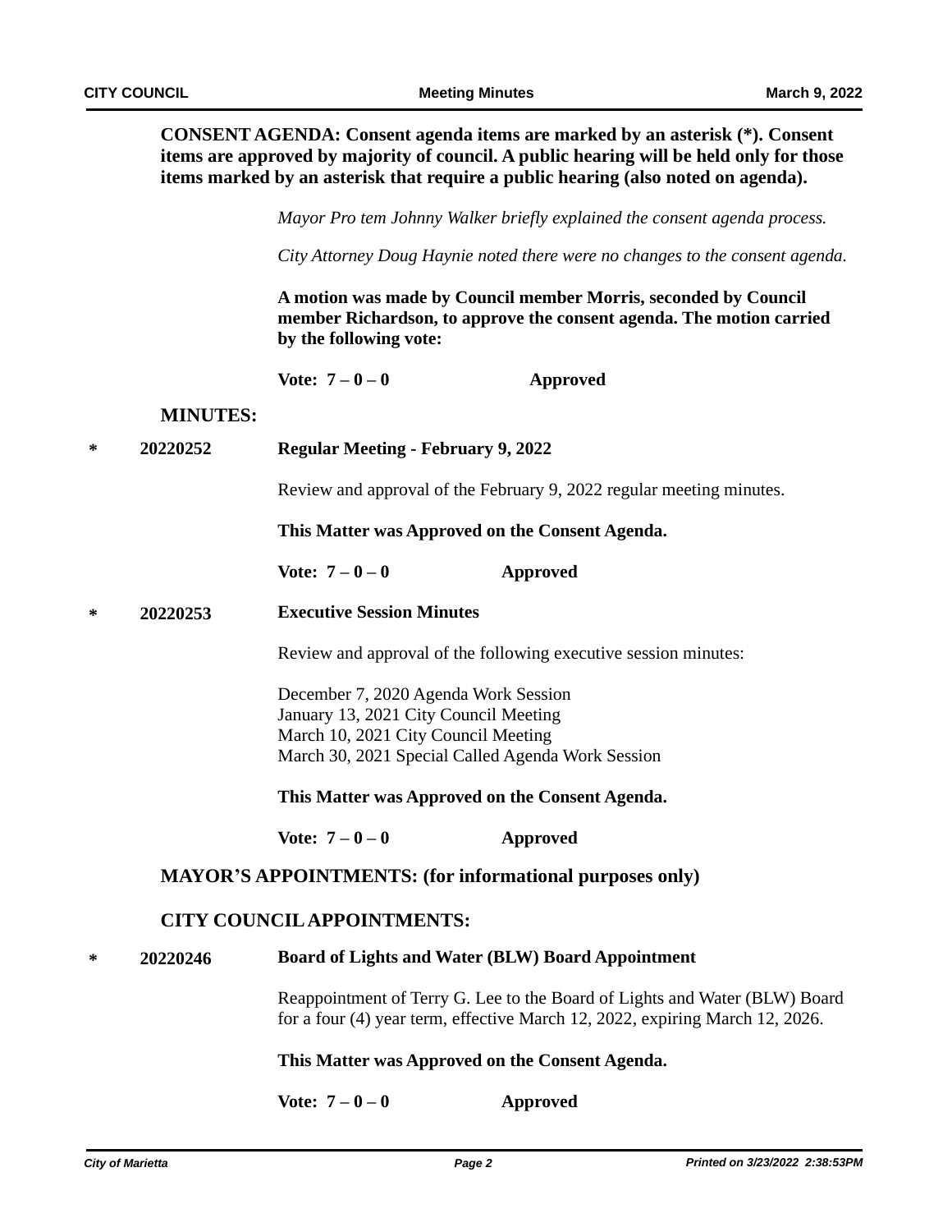**CONSENT AGENDA: Consent agenda items are marked by an asterisk (*). Consent items are approved by majority of council. A public hearing will be held only for those items marked by an asterisk that require a public hearing (also noted on agenda).**

*Mayor Pro tem Johnny Walker briefly explained the consent agenda process.*

*City Attorney Doug Haynie noted there were no changes to the consent agenda.*

**A motion was made by Council member Morris, seconded by Council member Richardson, to approve the consent agenda. The motion carried by the following vote:**

**Vote: 7 – 0 – 0 Approved**

## MINUTES:

\* **20220252** **Regular Meeting - February 9, 2022**

Review and approval of the February 9, 2022 regular meeting minutes.

**This Matter was Approved on the Consent Agenda.**

**Vote: 7 – 0 – 0 Approved**

\* **20220253** **Executive Session Minutes**

Review and approval of the following executive session minutes:

December 7, 2020 Agenda Work Session
January 13, 2021 City Council Meeting
March 10, 2021 City Council Meeting
March 30, 2021 Special Called Agenda Work Session

**This Matter was Approved on the Consent Agenda.**

**Vote: 7 – 0 – 0 Approved**

## MAYOR'S APPOINTMENTS: (for informational purposes only)

## CITY COUNCIL APPOINTMENTS:

\* **20220246** **Board of Lights and Water (BLW) Board Appointment**

Reappointment of Terry G. Lee to the Board of Lights and Water (BLW) Board for a four (4) year term, effective March 12, 2022, expiring March 12, 2026.

**This Matter was Approved on the Consent Agenda.**

**Vote: 7 – 0 – 0 Approved**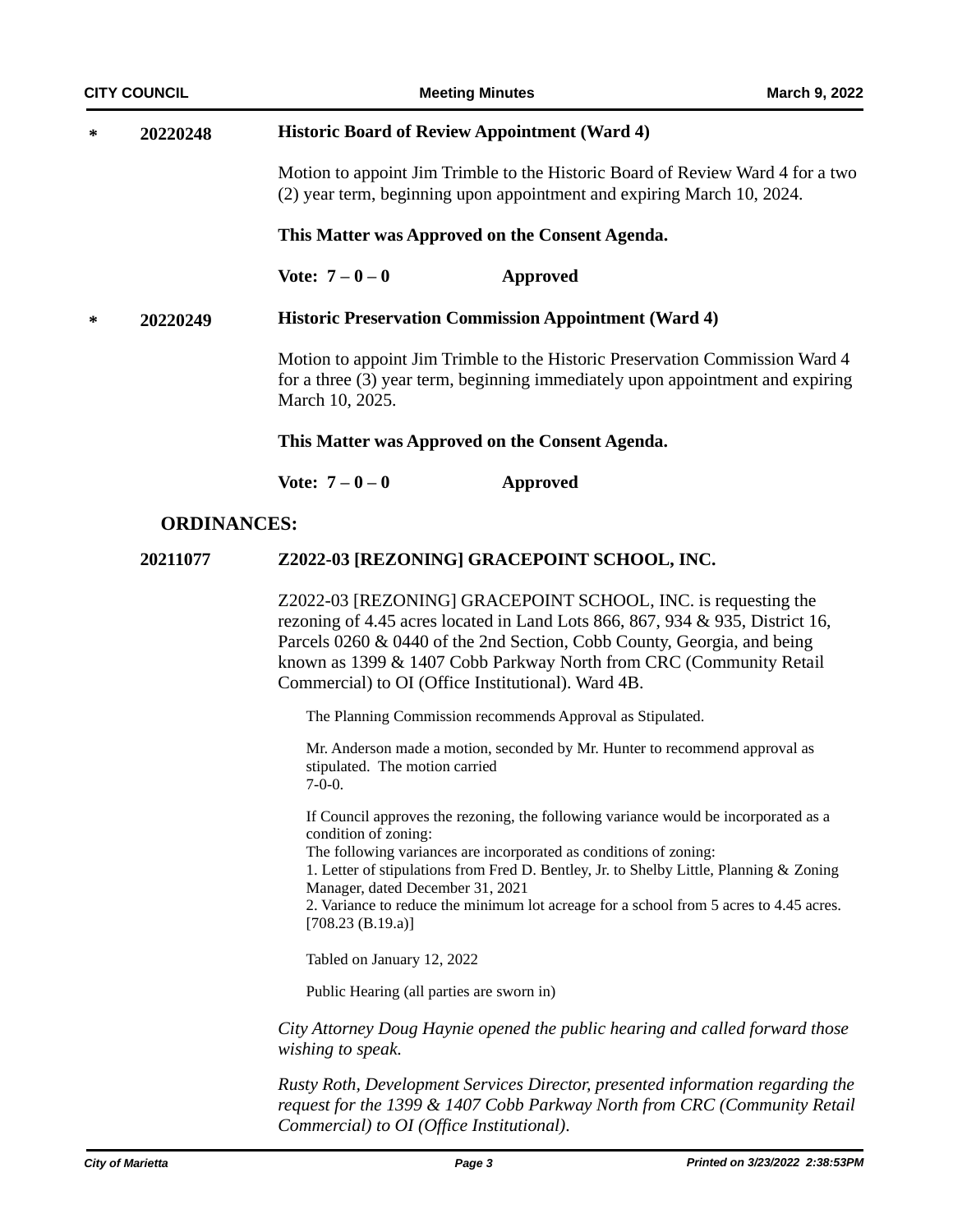**\*** **20220248** **Historic Board of Review Appointment (Ward 4)**

Motion to appoint Jim Trimble to the Historic Board of Review Ward 4 for a two (2) year term, beginning upon appointment and expiring March 10, 2024.

**This Matter was Approved on the Consent Agenda.**

**Vote: 7 – 0 – 0** **Approved**

**\*** **20220249** **Historic Preservation Commission Appointment (Ward 4)**

Motion to appoint Jim Trimble to the Historic Preservation Commission Ward 4 for a three (3) year term, beginning immediately upon appointment and expiring March 10, 2025.

**This Matter was Approved on the Consent Agenda.**

**Vote: 7 – 0 – 0** **Approved**

## ORDINANCES:

**20211077** **Z2022-03 [REZONING] GRACEPOINT SCHOOL, INC.**

Z2022-03 [REZONING] GRACEPOINT SCHOOL, INC. is requesting the rezoning of 4.45 acres located in Land Lots 866, 867, 934 & 935, District 16, Parcels 0260 & 0440 of the 2nd Section, Cobb County, Georgia, and being known as 1399 & 1407 Cobb Parkway North from CRC (Community Retail Commercial) to OI (Office Institutional). Ward 4B.

The Planning Commission recommends Approval as Stipulated.

Mr. Anderson made a motion, seconded by Mr. Hunter to recommend approval as stipulated. The motion carried
7-0-0.

If Council approves the rezoning, the following variance would be incorporated as a condition of zoning:
The following variances are incorporated as conditions of zoning:
1. Letter of stipulations from Fred D. Bentley, Jr. to Shelby Little, Planning & Zoning Manager, dated December 31, 2021
2. Variance to reduce the minimum lot acreage for a school from 5 acres to 4.45 acres. [708.23 (B.19.a)]

Tabled on January 12, 2022

Public Hearing (all parties are sworn in)

*City Attorney Doug Haynie opened the public hearing and called forward those wishing to speak.*

*Rusty Roth, Development Services Director, presented information regarding the request for the 1399 & 1407 Cobb Parkway North from CRC (Community Retail Commercial) to OI (Office Institutional).*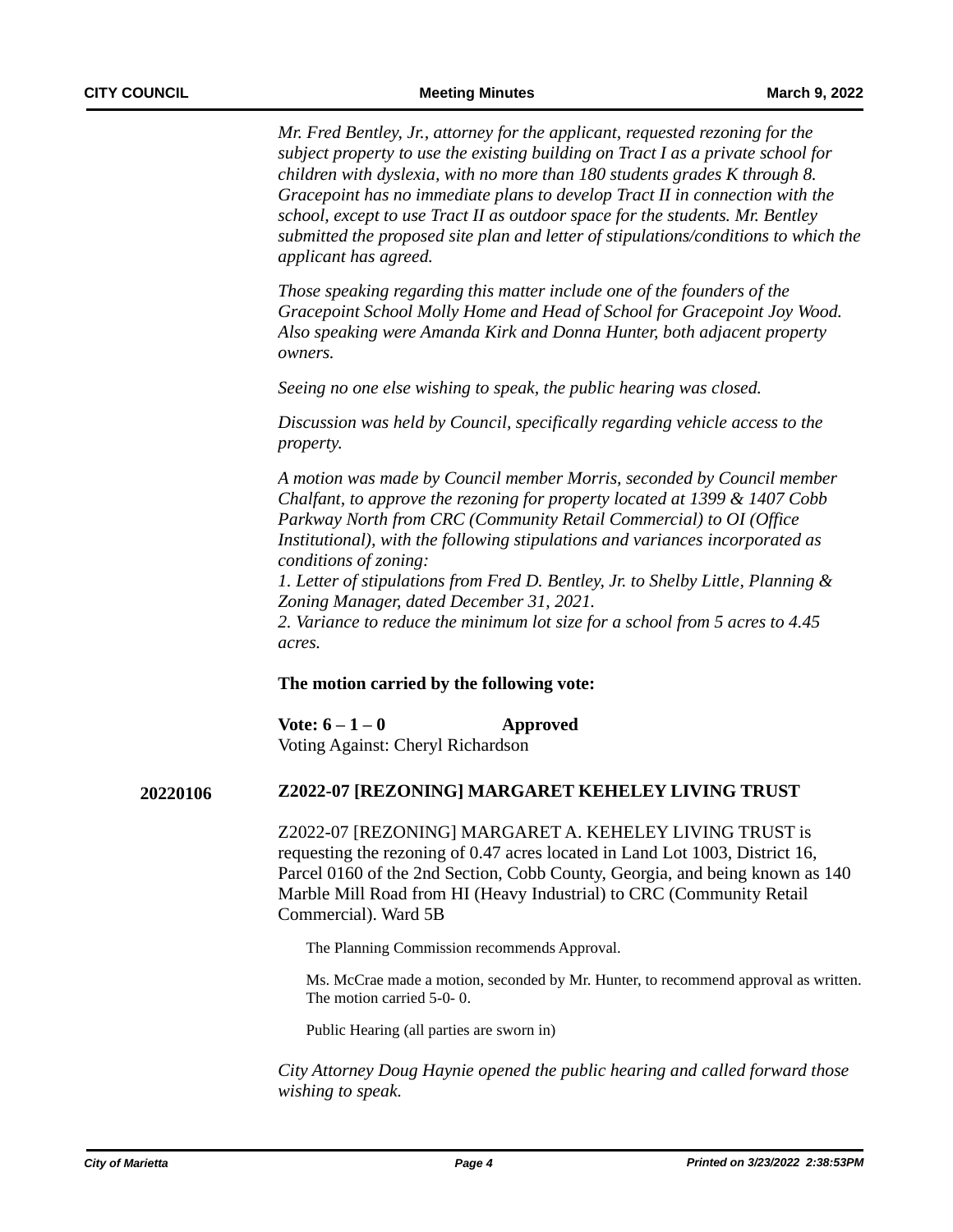*Mr. Fred Bentley, Jr., attorney for the applicant, requested rezoning for the subject property to use the existing building on Tract I as a private school for children with dyslexia, with no more than 180 students grades K through 8. Gracepoint has no immediate plans to develop Tract II in connection with the school, except to use Tract II as outdoor space for the students. Mr. Bentley submitted the proposed site plan and letter of stipulations/conditions to which the applicant has agreed.*

*Those speaking regarding this matter include one of the founders of the Gracepoint School Molly Home and Head of School for Gracepoint Joy Wood. Also speaking were Amanda Kirk and Donna Hunter, both adjacent property owners.*

*Seeing no one else wishing to speak, the public hearing was closed.*

*Discussion was held by Council, specifically regarding vehicle access to the property.*

*A motion was made by Council member Morris, seconded by Council member Chalfant, to approve the rezoning for property located at 1399 & 1407 Cobb Parkway North from CRC (Community Retail Commercial) to OI (Office Institutional), with the following stipulations and variances incorporated as conditions of zoning:*
*1. Letter of stipulations from Fred D. Bentley, Jr. to Shelby Little, Planning & Zoning Manager, dated December 31, 2021.*
*2. Variance to reduce the minimum lot size for a school from 5 acres to 4.45 acres.*

**The motion carried by the following vote:**

**Vote: 6 – 1 – 0** **Approved**
Voting Against: Cheryl Richardson

## 20220106 Z2022-07 [REZONING] MARGARET KEHELEY LIVING TRUST

Z2022-07 [REZONING] MARGARET A. KEHELEY LIVING TRUST is requesting the rezoning of 0.47 acres located in Land Lot 1003, District 16, Parcel 0160 of the 2nd Section, Cobb County, Georgia, and being known as 140 Marble Mill Road from HI (Heavy Industrial) to CRC (Community Retail Commercial). Ward 5B

The Planning Commission recommends Approval.

Ms. McCrae made a motion, seconded by Mr. Hunter, to recommend approval as written. The motion carried 5-0- 0.

Public Hearing (all parties are sworn in)

*City Attorney Doug Haynie opened the public hearing and called forward those wishing to speak.*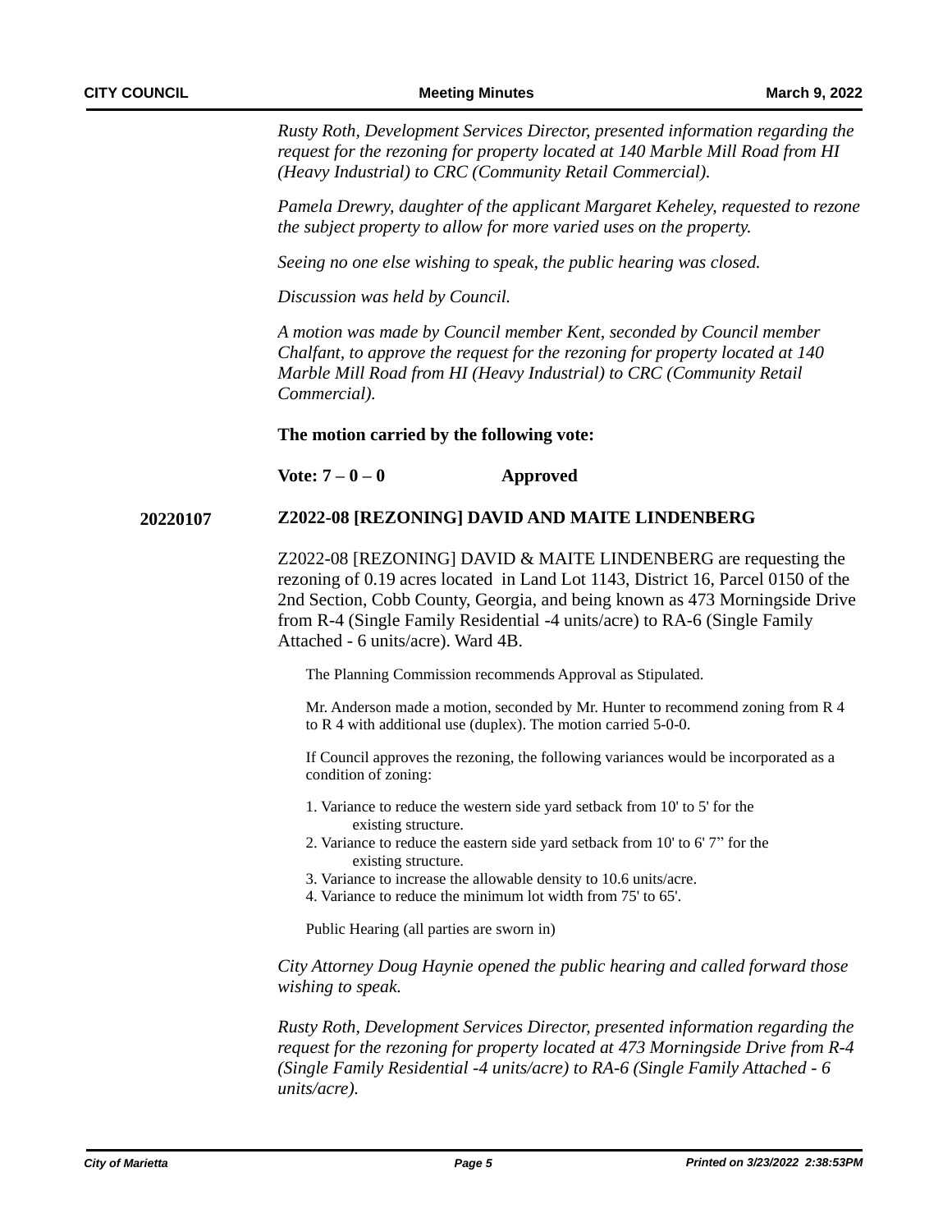*Rusty Roth, Development Services Director, presented information regarding the request for the rezoning for property located at 140 Marble Mill Road from HI (Heavy Industrial) to CRC (Community Retail Commercial).*

*Pamela Drewry, daughter of the applicant Margaret Keheley, requested to rezone the subject property to allow for more varied uses on the property.*

*Seeing no one else wishing to speak, the public hearing was closed.*

*Discussion was held by Council.*

*A motion was made by Council member Kent, seconded by Council member Chalfant, to approve the request for the rezoning for property located at 140 Marble Mill Road from HI (Heavy Industrial) to CRC (Community Retail Commercial).*

**The motion carried by the following vote:**

**Vote: 7 – 0 – 0 Approved**

**20220107 Z2022-08 [REZONING] DAVID AND MAITE LINDENBERG**

Z2022-08 [REZONING] DAVID & MAITE LINDENBERG are requesting the rezoning of 0.19 acres located in Land Lot 1143, District 16, Parcel 0150 of the 2nd Section, Cobb County, Georgia, and being known as 473 Morningside Drive from R-4 (Single Family Residential -4 units/acre) to RA-6 (Single Family Attached - 6 units/acre). Ward 4B.

The Planning Commission recommends Approval as Stipulated.

Mr. Anderson made a motion, seconded by Mr. Hunter to recommend zoning from R 4 to R 4 with additional use (duplex). The motion carried 5-0-0.

If Council approves the rezoning, the following variances would be incorporated as a condition of zoning:

1. Variance to reduce the western side yard setback from 10' to 5' for the existing structure.
2. Variance to reduce the eastern side yard setback from 10' to 6' 7" for the existing structure.
3. Variance to increase the allowable density to 10.6 units/acre.
4. Variance to reduce the minimum lot width from 75' to 65'.

Public Hearing (all parties are sworn in)

*City Attorney Doug Haynie opened the public hearing and called forward those wishing to speak.*

*Rusty Roth, Development Services Director, presented information regarding the request for the rezoning for property located at 473 Morningside Drive from R-4 (Single Family Residential -4 units/acre) to RA-6 (Single Family Attached - 6 units/acre).*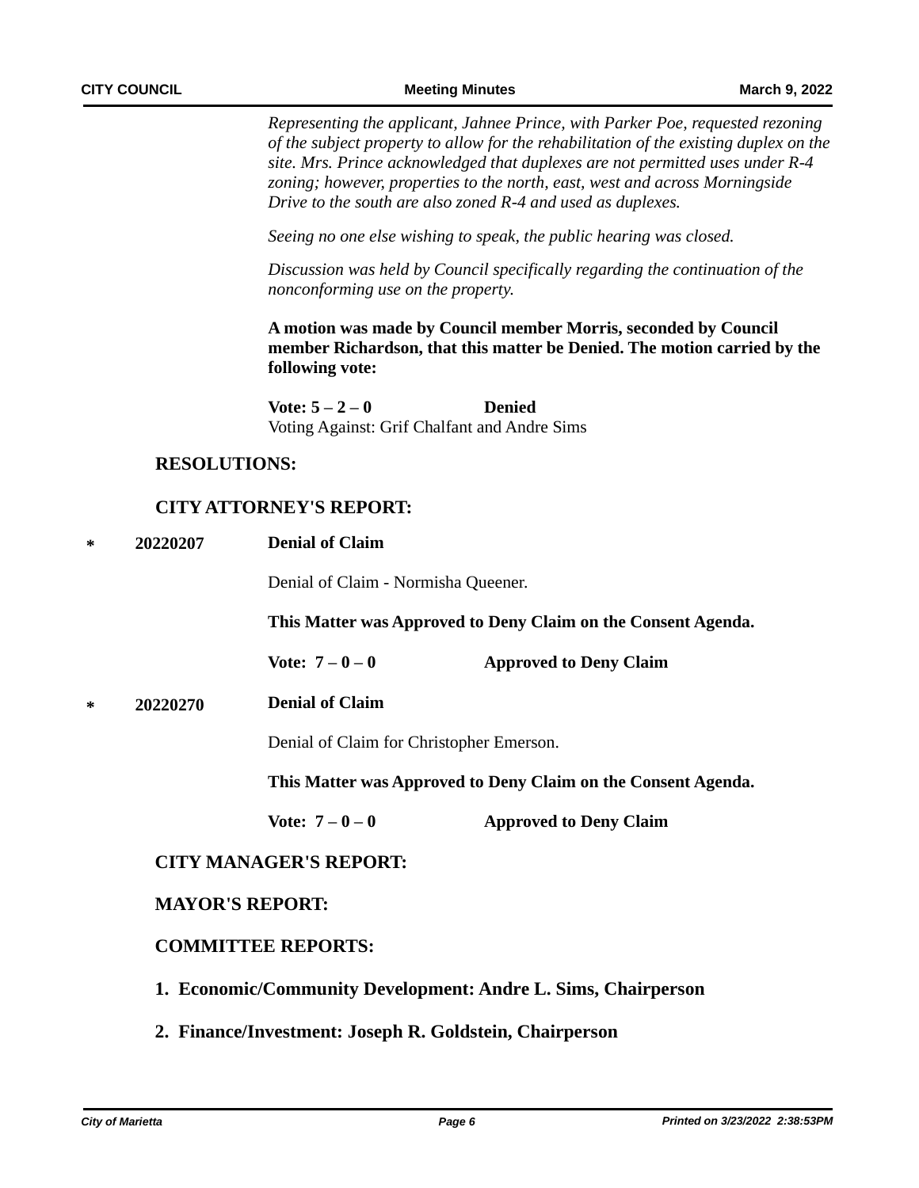*Representing the applicant, Jahnee Prince, with Parker Poe, requested rezoning of the subject property to allow for the rehabilitation of the existing duplex on the site. Mrs. Prince acknowledged that duplexes are not permitted uses under R-4 zoning; however, properties to the north, east, west and across Morningside Drive to the south are also zoned R-4 and used as duplexes.*

*Seeing no one else wishing to speak, the public hearing was closed.*

*Discussion was held by Council specifically regarding the continuation of the nonconforming use on the property.*

**A motion was made by Council member Morris, seconded by Council member Richardson, that this matter be Denied. The motion carried by the following vote:**

**Vote: 5 – 2 – 0** **Denied**
Voting Against: Grif Chalfant and Andre Sims

## RESOLUTIONS:

## CITY ATTORNEY'S REPORT:

\* **20220207** **Denial of Claim**

Denial of Claim - Normisha Queener.

**This Matter was Approved to Deny Claim on the Consent Agenda.**

**Vote: 7 – 0 – 0** **Approved to Deny Claim**

\* **20220270** **Denial of Claim**

Denial of Claim for Christopher Emerson.

**This Matter was Approved to Deny Claim on the Consent Agenda.**

**Vote: 7 – 0 – 0** **Approved to Deny Claim**

## CITY MANAGER'S REPORT:

## MAYOR'S REPORT:

## COMMITTEE REPORTS:

1. **Economic/Community Development: Andre L. Sims, Chairperson**

2. **Finance/Investment: Joseph R. Goldstein, Chairperson**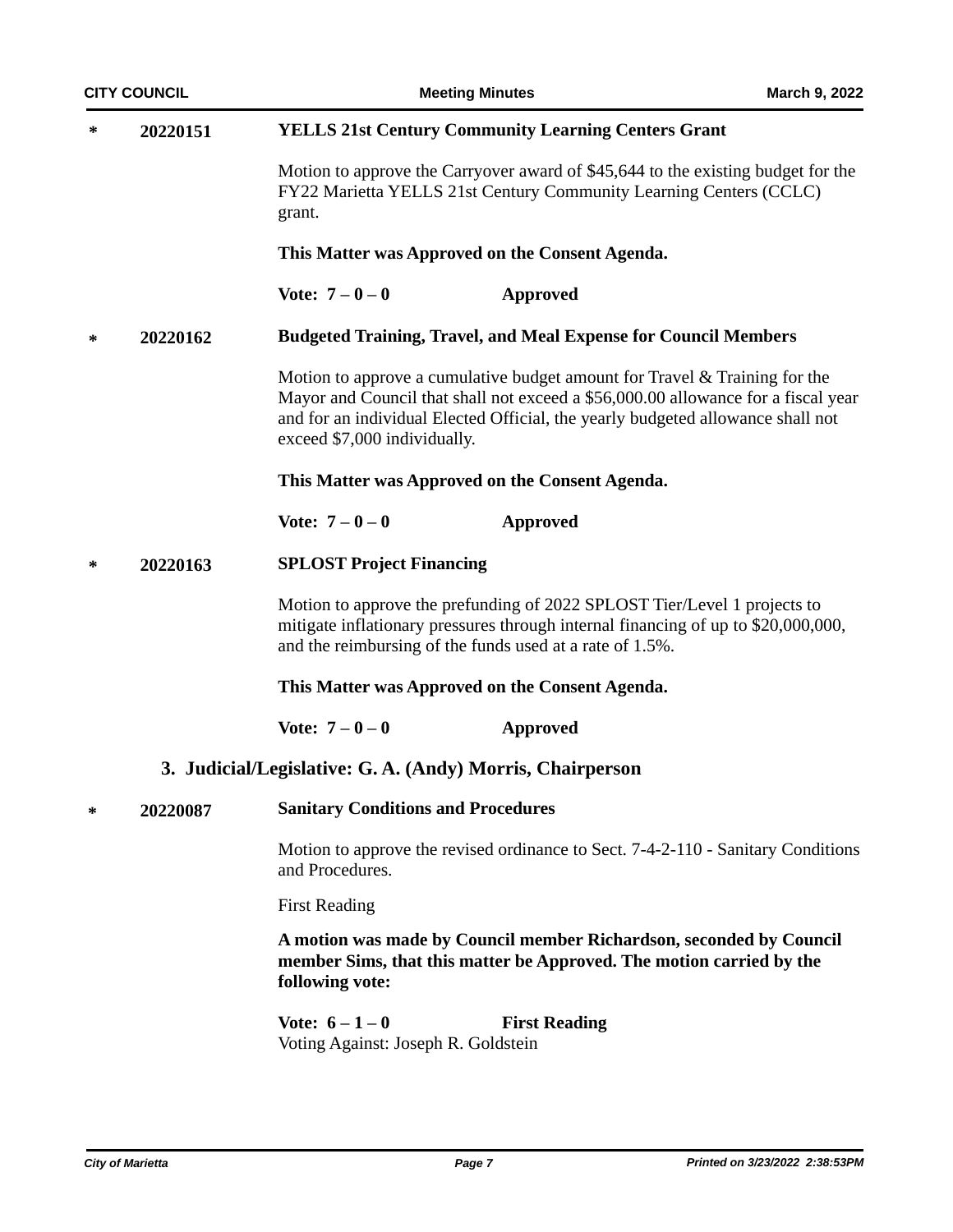| | | |
|---|---|---|
| * | 20220151 | **YELLS 21st Century Community Learning Centers Grant** |

Motion to approve the Carryover award of $45,644 to the existing budget for the FY22 Marietta YELLS 21st Century Community Learning Centers (CCLC) grant.

**This Matter was Approved on the Consent Agenda.**

**Vote: 7 – 0 – 0** **Approved**

| | | |
|---|---|---|
| * | 20220162 | **Budgeted Training, Travel, and Meal Expense for Council Members** |

Motion to approve a cumulative budget amount for Travel & Training for the Mayor and Council that shall not exceed a $56,000.00 allowance for a fiscal year and for an individual Elected Official, the yearly budgeted allowance shall not exceed $7,000 individually.

**This Matter was Approved on the Consent Agenda.**

**Vote: 7 – 0 – 0** **Approved**

| | | |
|---|---|---|
| * | 20220163 | **SPLOST Project Financing** |

Motion to approve the prefunding of 2022 SPLOST Tier/Level 1 projects to mitigate inflationary pressures through internal financing of up to $20,000,000, and the reimbursing of the funds used at a rate of 1.5%.

**This Matter was Approved on the Consent Agenda.**

**Vote: 7 – 0 – 0** **Approved**

### 3. Judicial/Legislative: G. A. (Andy) Morris, Chairperson

| | | |
|---|---|---|
| * | 20220087 | **Sanitary Conditions and Procedures** |

Motion to approve the revised ordinance to Sect. 7-4-2-110 - Sanitary Conditions and Procedures.

First Reading

**A motion was made by Council member Richardson, seconded by Council member Sims, that this matter be Approved. The motion carried by the following vote:**

**Vote: 6 – 1 – 0** **First Reading**
Voting Against: Joseph R. Goldstein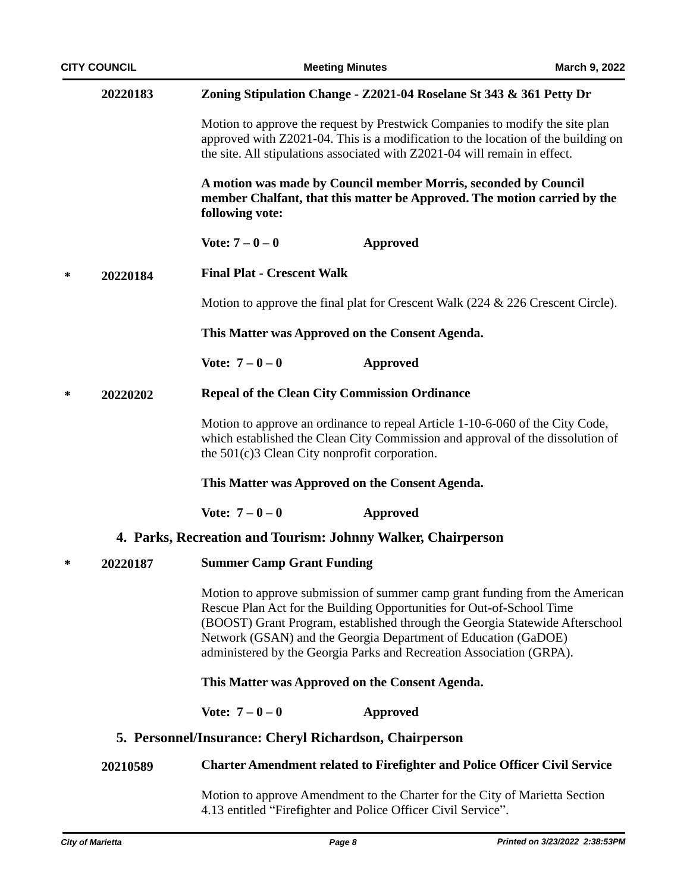**20220183** **Zoning Stipulation Change - Z2021-04 Roselane St 343 & 361 Petty Dr**

Motion to approve the request by Prestwick Companies to modify the site plan approved with Z2021-04. This is a modification to the location of the building on the site. All stipulations associated with Z2021-04 will remain in effect.

**A motion was made by Council member Morris, seconded by Council member Chalfant, that this matter be Approved. The motion carried by the following vote:**

**Vote: 7 – 0 – 0** **Approved**

\* **20220184** **Final Plat - Crescent Walk**

Motion to approve the final plat for Crescent Walk (224 & 226 Crescent Circle).

**This Matter was Approved on the Consent Agenda.**

**Vote: 7 – 0 – 0** **Approved**

\* **20220202** **Repeal of the Clean City Commission Ordinance**

Motion to approve an ordinance to repeal Article 1-10-6-060 of the City Code, which established the Clean City Commission and approval of the dissolution of the 501(c)3 Clean City nonprofit corporation.

**This Matter was Approved on the Consent Agenda.**

**Vote: 7 – 0 – 0** **Approved**

## 4. Parks, Recreation and Tourism: Johnny Walker, Chairperson

\* **20220187** **Summer Camp Grant Funding**

Motion to approve submission of summer camp grant funding from the American Rescue Plan Act for the Building Opportunities for Out-of-School Time (BOOST) Grant Program, established through the Georgia Statewide Afterschool Network (GSAN) and the Georgia Department of Education (GaDOE) administered by the Georgia Parks and Recreation Association (GRPA).

**This Matter was Approved on the Consent Agenda.**

**Vote: 7 – 0 – 0** **Approved**

## 5. Personnel/Insurance: Cheryl Richardson, Chairperson

**20210589** **Charter Amendment related to Firefighter and Police Officer Civil Service**

Motion to approve Amendment to the Charter for the City of Marietta Section 4.13 entitled "Firefighter and Police Officer Civil Service".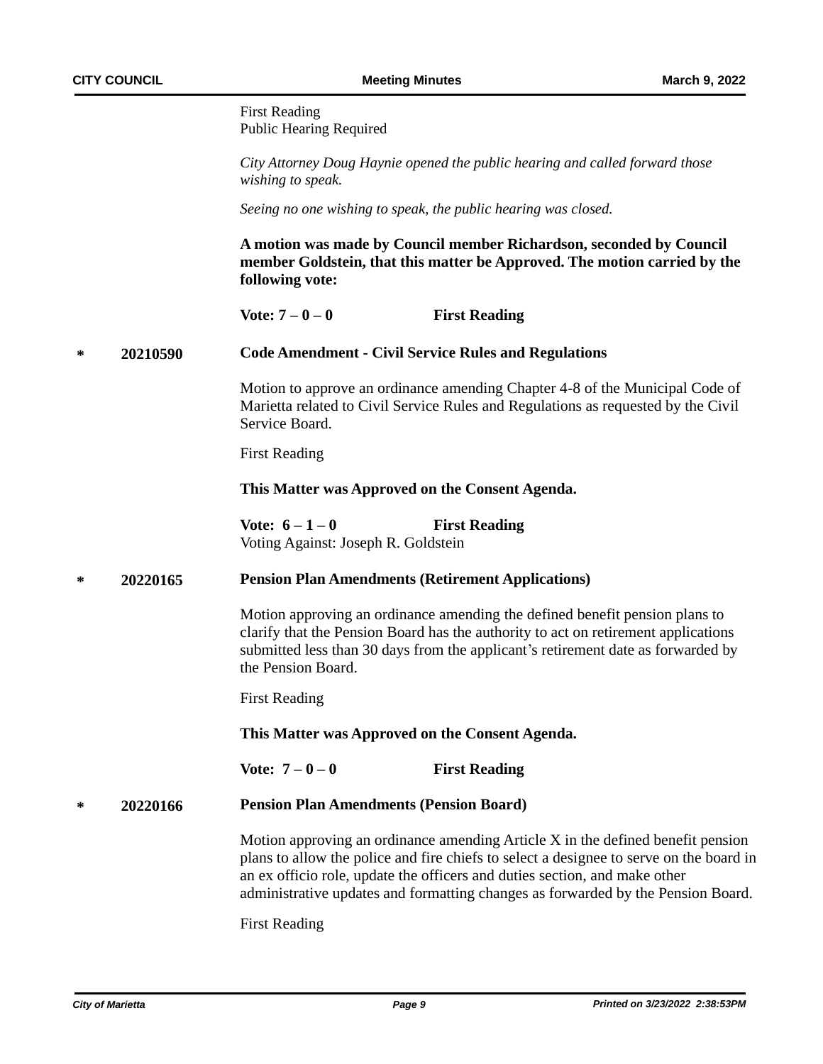First Reading
Public Hearing Required

*City Attorney Doug Haynie opened the public hearing and called forward those wishing to speak.*

*Seeing no one wishing to speak, the public hearing was closed.*

**A motion was made by Council member Richardson, seconded by Council member Goldstein, that this matter be Approved. The motion carried by the following vote:**

**Vote: 7 – 0 – 0** **First Reading**

**\* 20210590 Code Amendment - Civil Service Rules and Regulations**

Motion to approve an ordinance amending Chapter 4-8 of the Municipal Code of Marietta related to Civil Service Rules and Regulations as requested by the Civil Service Board.

First Reading

**This Matter was Approved on the Consent Agenda.**

**Vote: 6 – 1 – 0** **First Reading**
Voting Against: Joseph R. Goldstein

**\* 20220165 Pension Plan Amendments (Retirement Applications)**

Motion approving an ordinance amending the defined benefit pension plans to clarify that the Pension Board has the authority to act on retirement applications submitted less than 30 days from the applicant's retirement date as forwarded by the Pension Board.

First Reading

**This Matter was Approved on the Consent Agenda.**

**Vote: 7 – 0 – 0** **First Reading**

**\* 20220166 Pension Plan Amendments (Pension Board)**

Motion approving an ordinance amending Article X in the defined benefit pension plans to allow the police and fire chiefs to select a designee to serve on the board in an ex officio role, update the officers and duties section, and make other administrative updates and formatting changes as forwarded by the Pension Board.

First Reading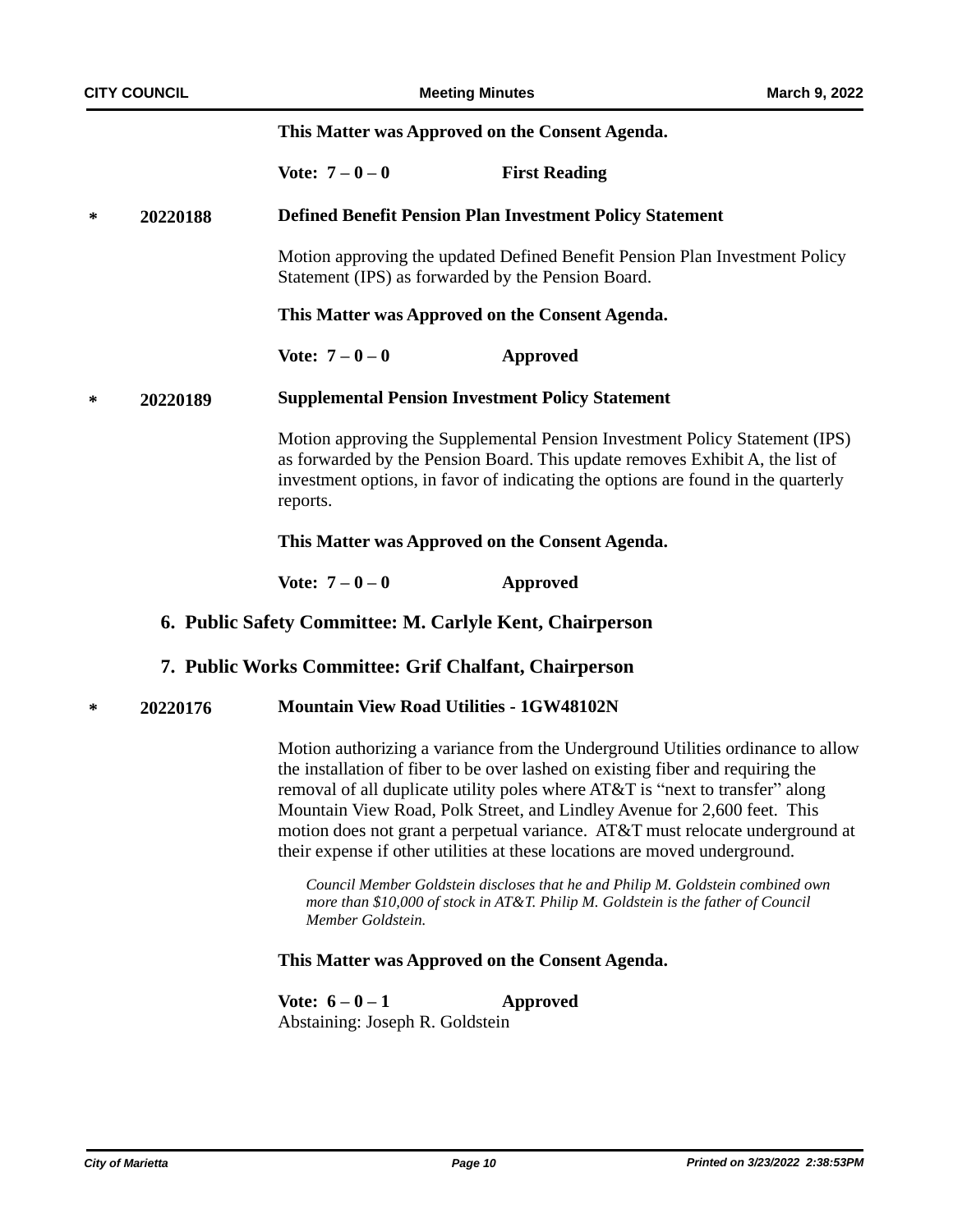**This Matter was Approved on the Consent Agenda.**

**Vote: 7 – 0 – 0** **First Reading**

\* **20220188** **Defined Benefit Pension Plan Investment Policy Statement**

Motion approving the updated Defined Benefit Pension Plan Investment Policy Statement (IPS) as forwarded by the Pension Board.

**This Matter was Approved on the Consent Agenda.**

**Vote: 7 – 0 – 0** **Approved**

\* **20220189** **Supplemental Pension Investment Policy Statement**

Motion approving the Supplemental Pension Investment Policy Statement (IPS) as forwarded by the Pension Board. This update removes Exhibit A, the list of investment options, in favor of indicating the options are found in the quarterly reports.

**This Matter was Approved on the Consent Agenda.**

**Vote: 7 – 0 – 0** **Approved**

## 6. Public Safety Committee: M. Carlyle Kent, Chairperson

## 7. Public Works Committee: Grif Chalfant, Chairperson

\* **20220176** **Mountain View Road Utilities - 1GW48102N**

Motion authorizing a variance from the Underground Utilities ordinance to allow the installation of fiber to be over lashed on existing fiber and requiring the removal of all duplicate utility poles where AT&T is "next to transfer" along Mountain View Road, Polk Street, and Lindley Avenue for 2,600 feet. This motion does not grant a perpetual variance. AT&T must relocate underground at their expense if other utilities at these locations are moved underground.

*Council Member Goldstein discloses that he and Philip M. Goldstein combined own more than $10,000 of stock in AT&T. Philip M. Goldstein is the father of Council Member Goldstein.*

**This Matter was Approved on the Consent Agenda.**

**Vote: 6 – 0 – 1** **Approved**
Abstaining: Joseph R. Goldstein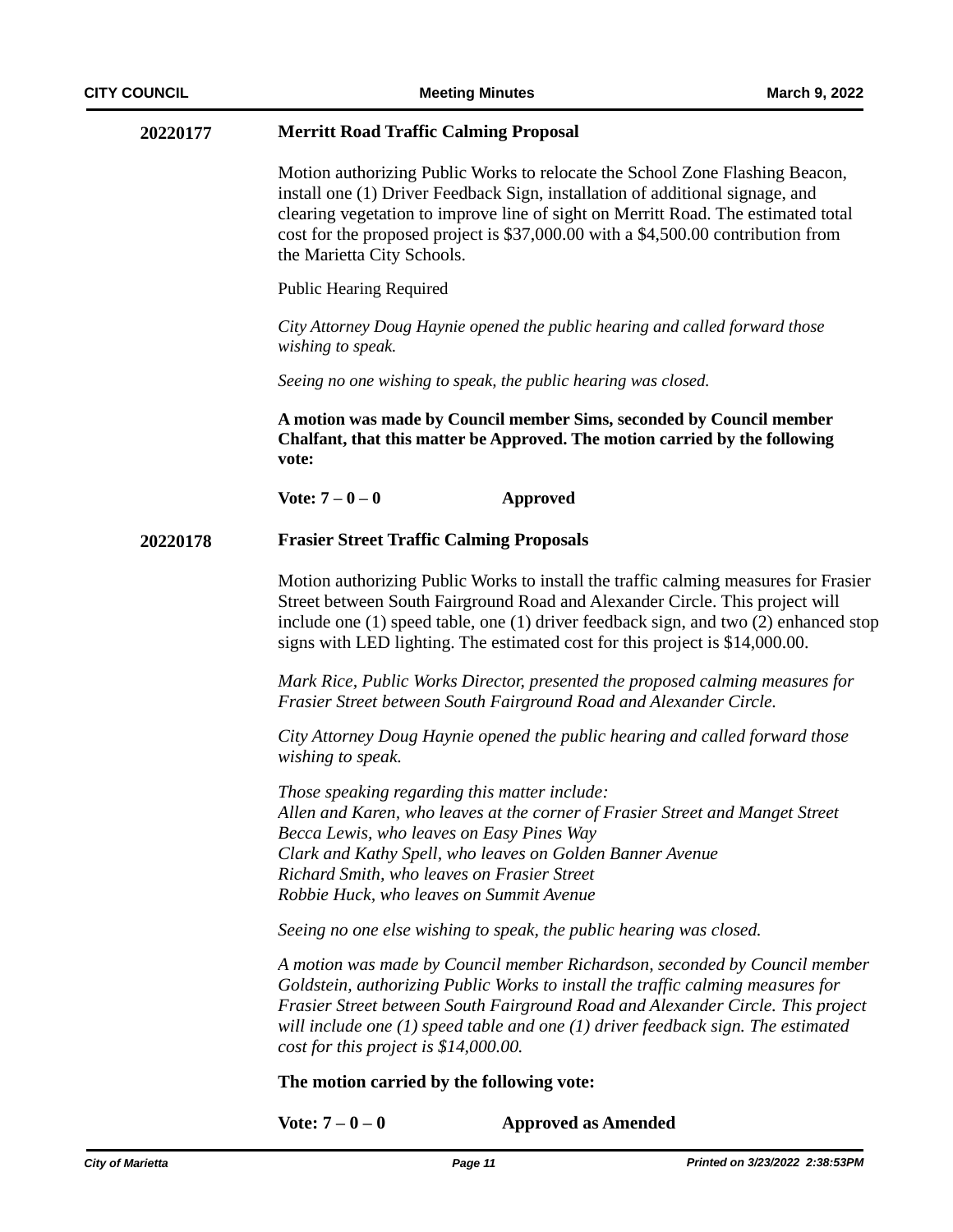**20220177** **Merritt Road Traffic Calming Proposal**

Motion authorizing Public Works to relocate the School Zone Flashing Beacon, install one (1) Driver Feedback Sign, installation of additional signage, and clearing vegetation to improve line of sight on Merritt Road. The estimated total cost for the proposed project is $37,000.00 with a $4,500.00 contribution from the Marietta City Schools.

Public Hearing Required

*City Attorney Doug Haynie opened the public hearing and called forward those wishing to speak.*

*Seeing no one wishing to speak, the public hearing was closed.*

**A motion was made by Council member Sims, seconded by Council member Chalfant, that this matter be Approved. The motion carried by the following vote:**

**Vote: 7 – 0 – 0** **Approved**

**20220178** **Frasier Street Traffic Calming Proposals**

Motion authorizing Public Works to install the traffic calming measures for Frasier Street between South Fairground Road and Alexander Circle. This project will include one (1) speed table, one (1) driver feedback sign, and two (2) enhanced stop signs with LED lighting. The estimated cost for this project is $14,000.00.

*Mark Rice, Public Works Director, presented the proposed calming measures for Frasier Street between South Fairground Road and Alexander Circle.*

*City Attorney Doug Haynie opened the public hearing and called forward those wishing to speak.*

*Those speaking regarding this matter include:*
*Allen and Karen, who leaves at the corner of Frasier Street and Manget Street*
*Becca Lewis, who leaves on Easy Pines Way*
*Clark and Kathy Spell, who leaves on Golden Banner Avenue*
*Richard Smith, who leaves on Frasier Street*
*Robbie Huck, who leaves on Summit Avenue*

*Seeing no one else wishing to speak, the public hearing was closed.*

*A motion was made by Council member Richardson, seconded by Council member Goldstein, authorizing Public Works to install the traffic calming measures for Frasier Street between South Fairground Road and Alexander Circle. This project will include one (1) speed table and one (1) driver feedback sign. The estimated cost for this project is $14,000.00.*

**The motion carried by the following vote:**

**Vote: 7 – 0 – 0** **Approved as Amended**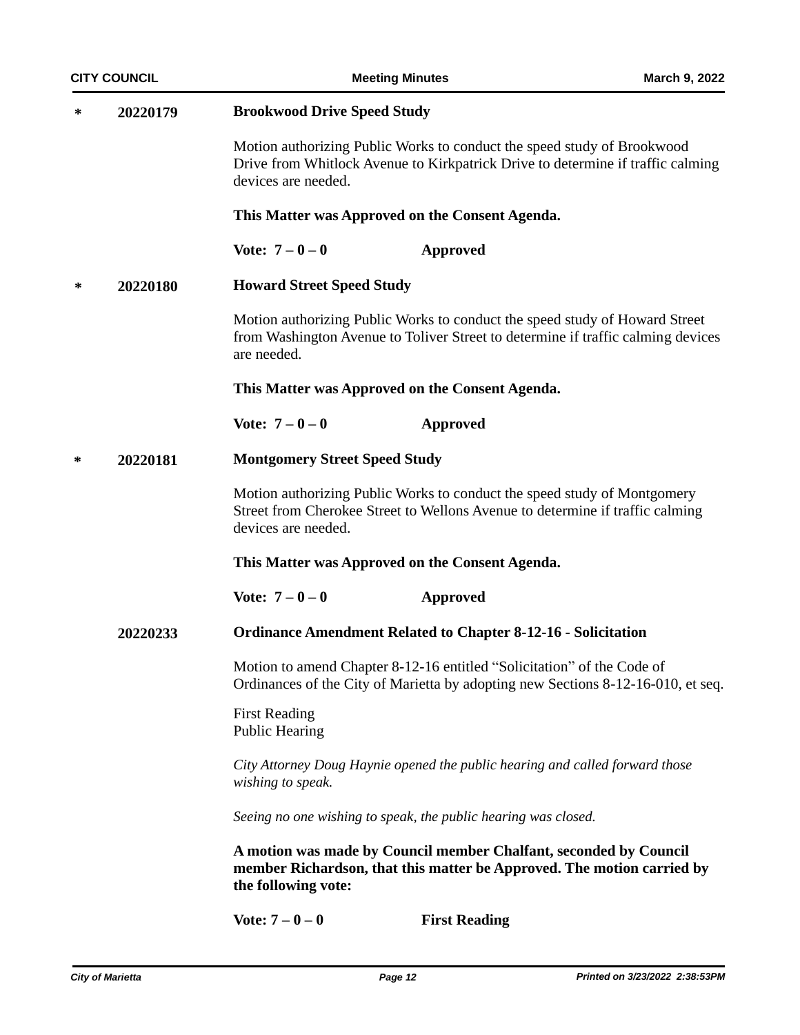**\*** **20220179** **Brookwood Drive Speed Study**

Motion authorizing Public Works to conduct the speed study of Brookwood Drive from Whitlock Avenue to Kirkpatrick Drive to determine if traffic calming devices are needed.

**This Matter was Approved on the Consent Agenda.**

**Vote: 7 – 0 – 0** **Approved**

**\*** **20220180** **Howard Street Speed Study**

Motion authorizing Public Works to conduct the speed study of Howard Street from Washington Avenue to Toliver Street to determine if traffic calming devices are needed.

**This Matter was Approved on the Consent Agenda.**

**Vote: 7 – 0 – 0** **Approved**

**\*** **20220181** **Montgomery Street Speed Study**

Motion authorizing Public Works to conduct the speed study of Montgomery Street from Cherokee Street to Wellons Avenue to determine if traffic calming devices are needed.

**This Matter was Approved on the Consent Agenda.**

**Vote: 7 – 0 – 0** **Approved**

**20220233** **Ordinance Amendment Related to Chapter 8-12-16 - Solicitation**

Motion to amend Chapter 8-12-16 entitled "Solicitation" of the Code of Ordinances of the City of Marietta by adopting new Sections 8-12-16-010, et seq.

First Reading
Public Hearing

*City Attorney Doug Haynie opened the public hearing and called forward those wishing to speak.*

*Seeing no one wishing to speak, the public hearing was closed.*

**A motion was made by Council member Chalfant, seconded by Council member Richardson, that this matter be Approved. The motion carried by the following vote:**

**Vote: 7 – 0 – 0** **First Reading**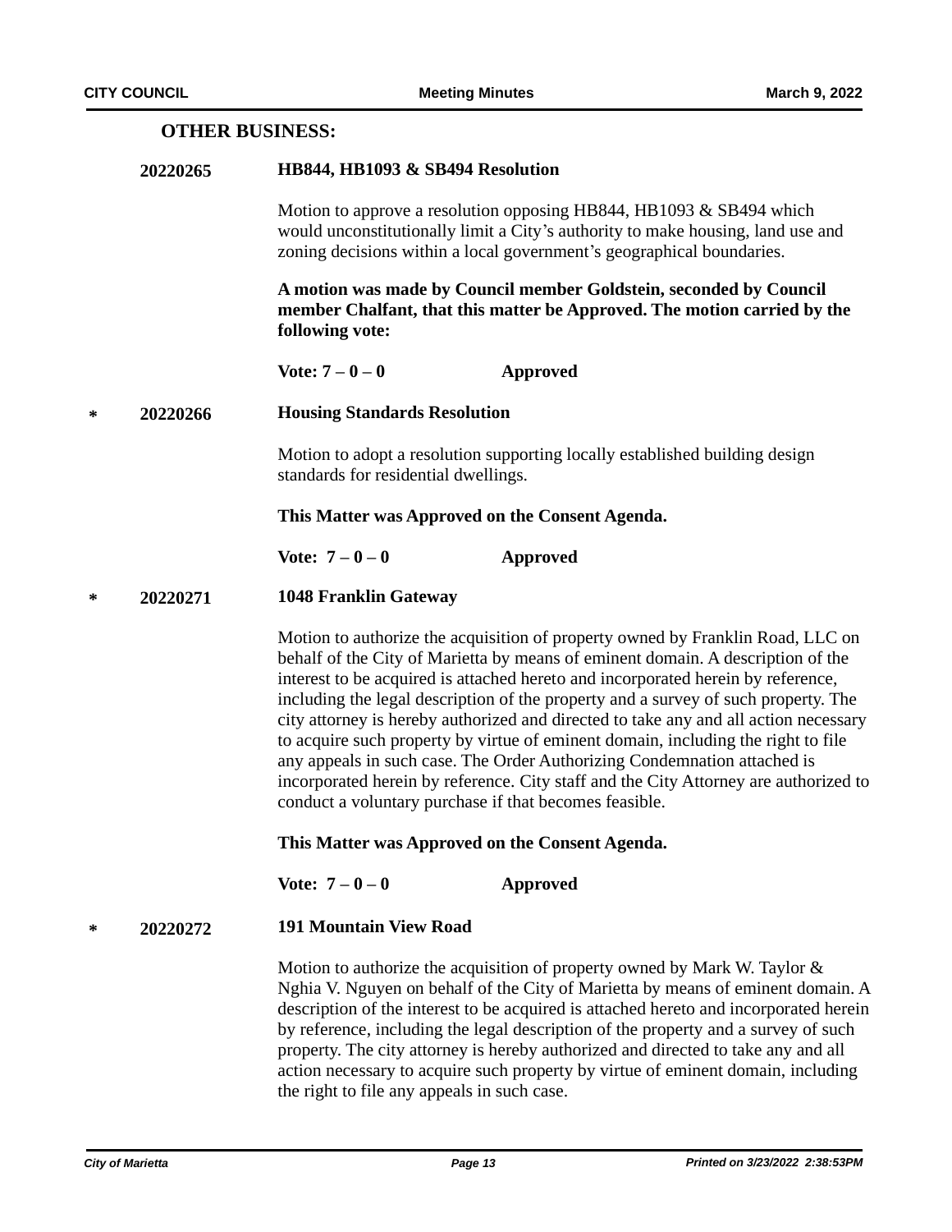## OTHER BUSINESS:

**20220265** **HB844, HB1093 & SB494 Resolution**

Motion to approve a resolution opposing HB844, HB1093 & SB494 which would unconstitutionally limit a City's authority to make housing, land use and zoning decisions within a local government's geographical boundaries.

**A motion was made by Council member Goldstein, seconded by Council member Chalfant, that this matter be Approved. The motion carried by the following vote:**

**Vote: 7 – 0 – 0** **Approved**

\* **20220266** **Housing Standards Resolution**

Motion to adopt a resolution supporting locally established building design standards for residential dwellings.

**This Matter was Approved on the Consent Agenda.**

**Vote: 7 – 0 – 0** **Approved**

\* **20220271** **1048 Franklin Gateway**

Motion to authorize the acquisition of property owned by Franklin Road, LLC on behalf of the City of Marietta by means of eminent domain. A description of the interest to be acquired is attached hereto and incorporated herein by reference, including the legal description of the property and a survey of such property. The city attorney is hereby authorized and directed to take any and all action necessary to acquire such property by virtue of eminent domain, including the right to file any appeals in such case. The Order Authorizing Condemnation attached is incorporated herein by reference. City staff and the City Attorney are authorized to conduct a voluntary purchase if that becomes feasible.

**This Matter was Approved on the Consent Agenda.**

**Vote: 7 – 0 – 0** **Approved**

\* **20220272** **191 Mountain View Road**

Motion to authorize the acquisition of property owned by Mark W. Taylor & Nghia V. Nguyen on behalf of the City of Marietta by means of eminent domain. A description of the interest to be acquired is attached hereto and incorporated herein by reference, including the legal description of the property and a survey of such property. The city attorney is hereby authorized and directed to take any and all action necessary to acquire such property by virtue of eminent domain, including the right to file any appeals in such case.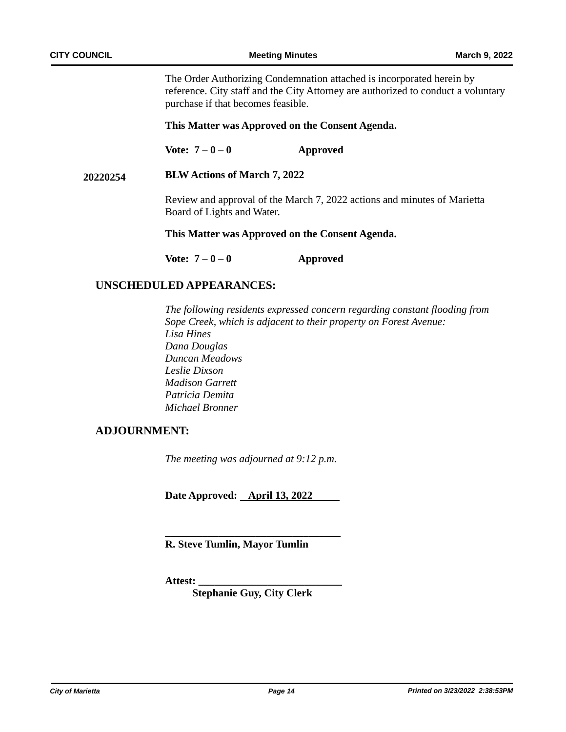The Order Authorizing Condemnation attached is incorporated herein by reference. City staff and the City Attorney are authorized to conduct a voluntary purchase if that becomes feasible.

**This Matter was Approved on the Consent Agenda.**

**Vote: 7 – 0 – 0 Approved**

**20220254** **BLW Actions of March 7, 2022**

Review and approval of the March 7, 2022 actions and minutes of Marietta Board of Lights and Water.

**This Matter was Approved on the Consent Agenda.**

**Vote: 7 – 0 – 0 Approved**

## UNSCHEDULED APPEARANCES:

*The following residents expressed concern regarding constant flooding from Sope Creek, which is adjacent to their property on Forest Avenue:*
*Lisa Hines*
*Dana Douglas*
*Duncan Meadows*
*Leslie Dixson*
*Madison Garrett*
*Patricia Demita*
*Michael Bronner*

## ADJOURNMENT:

*The meeting was adjourned at 9:12 p.m.*

**Date Approved: April 13, 2022**

**\_\_\_\_\_\_\_\_\_\_\_\_\_\_\_\_\_\_\_\_\_\_\_\_\_\_\_\_\_\_\_\_**
**R. Steve Tumlin, Mayor Tumlin**

**Attest: \_\_\_\_\_\_\_\_\_\_\_\_\_\_\_\_\_\_\_\_\_\_\_\_\_\_**
**Stephanie Guy, City Clerk**